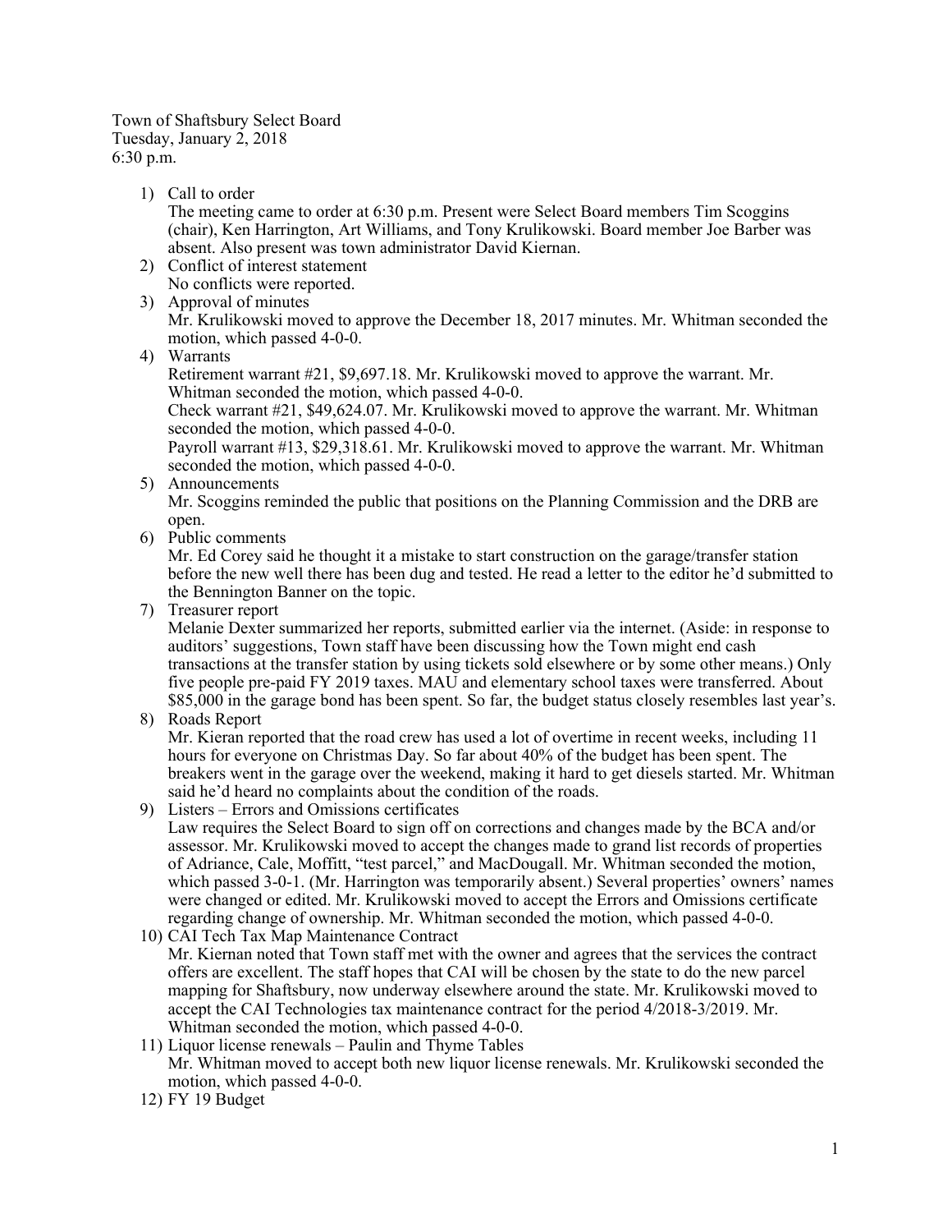Town of Shaftsbury Select Board
Tuesday, January 2, 2018
6:30 p.m.

1) Call to order
   The meeting came to order at 6:30 p.m. Present were Select Board members Tim Scoggins (chair), Ken Harrington, Art Williams, and Tony Krulikowski. Board member Joe Barber was absent. Also present was town administrator David Kiernan.
2) Conflict of interest statement
   No conflicts were reported.
3) Approval of minutes
   Mr. Krulikowski moved to approve the December 18, 2017 minutes. Mr. Whitman seconded the motion, which passed 4-0-0.
4) Warrants
   Retirement warrant #21, $9,697.18. Mr. Krulikowski moved to approve the warrant. Mr. Whitman seconded the motion, which passed 4-0-0.
   Check warrant #21, $49,624.07. Mr. Krulikowski moved to approve the warrant. Mr. Whitman seconded the motion, which passed 4-0-0.
   Payroll warrant #13, $29,318.61. Mr. Krulikowski moved to approve the warrant. Mr. Whitman seconded the motion, which passed 4-0-0.
5) Announcements
   Mr. Scoggins reminded the public that positions on the Planning Commission and the DRB are open.
6) Public comments
   Mr. Ed Corey said he thought it a mistake to start construction on the garage/transfer station before the new well there has been dug and tested. He read a letter to the editor he'd submitted to the Bennington Banner on the topic.
7) Treasurer report
   Melanie Dexter summarized her reports, submitted earlier via the internet. (Aside: in response to auditors' suggestions, Town staff have been discussing how the Town might end cash transactions at the transfer station by using tickets sold elsewhere or by some other means.) Only five people pre-paid FY 2019 taxes. MAU and elementary school taxes were transferred. About $85,000 in the garage bond has been spent. So far, the budget status closely resembles last year's.
8) Roads Report
   Mr. Kieran reported that the road crew has used a lot of overtime in recent weeks, including 11 hours for everyone on Christmas Day. So far about 40% of the budget has been spent. The breakers went in the garage over the weekend, making it hard to get diesels started. Mr. Whitman said he'd heard no complaints about the condition of the roads.
9) Listers – Errors and Omissions certificates
   Law requires the Select Board to sign off on corrections and changes made by the BCA and/or assessor. Mr. Krulikowski moved to accept the changes made to grand list records of properties of Adriance, Cale, Moffitt, "test parcel," and MacDougall. Mr. Whitman seconded the motion, which passed 3-0-1. (Mr. Harrington was temporarily absent.) Several properties' owners' names were changed or edited. Mr. Krulikowski moved to accept the Errors and Omissions certificate regarding change of ownership. Mr. Whitman seconded the motion, which passed 4-0-0.
10) CAI Tech Tax Map Maintenance Contract
   Mr. Kiernan noted that Town staff met with the owner and agrees that the services the contract offers are excellent. The staff hopes that CAI will be chosen by the state to do the new parcel mapping for Shaftsbury, now underway elsewhere around the state. Mr. Krulikowski moved to accept the CAI Technologies tax maintenance contract for the period 4/2018-3/2019. Mr. Whitman seconded the motion, which passed 4-0-0.
11) Liquor license renewals – Paulin and Thyme Tables
   Mr. Whitman moved to accept both new liquor license renewals. Mr. Krulikowski seconded the motion, which passed 4-0-0.
12) FY 19 Budget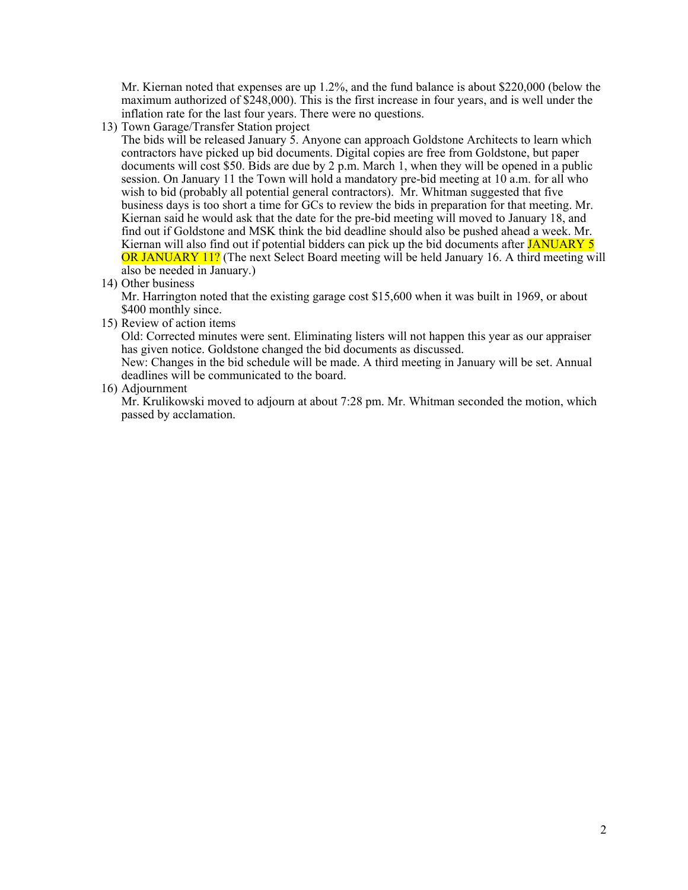Mr. Kiernan noted that expenses are up 1.2%, and the fund balance is about $220,000 (below the maximum authorized of $248,000). This is the first increase in four years, and is well under the inflation rate for the last four years. There were no questions.

13) Town Garage/Transfer Station project

    The bids will be released January 5. Anyone can approach Goldstone Architects to learn which contractors have picked up bid documents. Digital copies are free from Goldstone, but paper documents will cost $50. Bids are due by 2 p.m. March 1, when they will be opened in a public session. On January 11 the Town will hold a mandatory pre-bid meeting at 10 a.m. for all who wish to bid (probably all potential general contractors). Mr. Whitman suggested that five business days is too short a time for GCs to review the bids in preparation for that meeting. Mr. Kiernan said he would ask that the date for the pre-bid meeting will moved to January 18, and find out if Goldstone and MSK think the bid deadline should also be pushed ahead a week. Mr. Kiernan will also find out if potential bidders can pick up the bid documents after JANUARY 5 OR JANUARY 11? (The next Select Board meeting will be held January 16. A third meeting will also be needed in January.)

14) Other business

    Mr. Harrington noted that the existing garage cost $15,600 when it was built in 1969, or about $400 monthly since.

15) Review of action items

    Old: Corrected minutes were sent. Eliminating listers will not happen this year as our appraiser has given notice. Goldstone changed the bid documents as discussed.

    New: Changes in the bid schedule will be made. A third meeting in January will be set. Annual deadlines will be communicated to the board.

16) Adjournment

    Mr. Krulikowski moved to adjourn at about 7:28 pm. Mr. Whitman seconded the motion, which passed by acclamation.